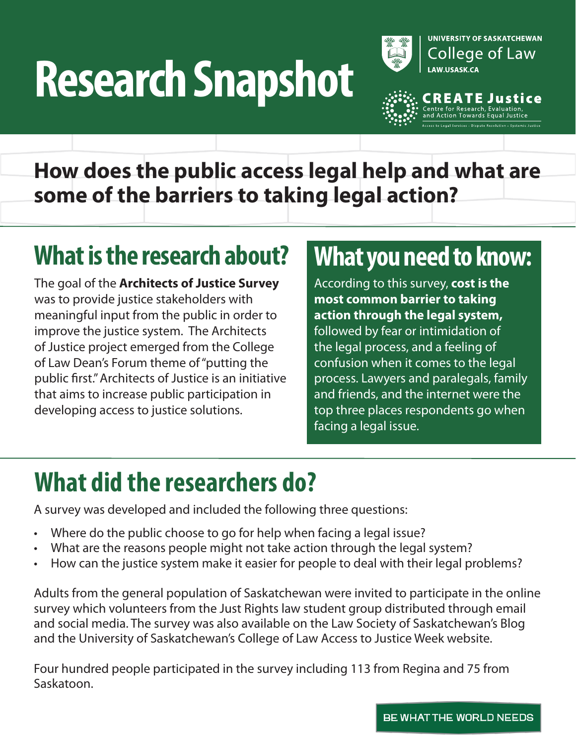# Research Snapshot

UNIVERSITY OF SASKATCHEWAN
College of Law
LAW.USASK.CA

CREATE Justice
Centre for Research, Evaluation, and Action Towards Equal Justice
Access to Legal Services • Dispute Resolution • Systemic Justice

## How does the public access legal help and what are some of the barriers to taking legal action?

## What is the research about?

The goal of the **Architects of Justice Survey** was to provide justice stakeholders with meaningful input from the public in order to improve the justice system. The Architects of Justice project emerged from the College of Law Dean's Forum theme of "putting the public first." Architects of Justice is an initiative that aims to increase public participation in developing access to justice solutions.

## What you need to know:

According to this survey, **cost is the most common barrier to taking action through the legal system,** followed by fear or intimidation of the legal process, and a feeling of confusion when it comes to the legal process. Lawyers and paralegals, family and friends, and the internet were the top three places respondents go when facing a legal issue.

## What did the researchers do?

A survey was developed and included the following three questions:

- Where do the public choose to go for help when facing a legal issue?
- What are the reasons people might not take action through the legal system?
- How can the justice system make it easier for people to deal with their legal problems?

Adults from the general population of Saskatchewan were invited to participate in the online survey which volunteers from the Just Rights law student group distributed through email and social media. The survey was also available on the Law Society of Saskatchewan's Blog and the University of Saskatchewan's College of Law Access to Justice Week website.

Four hundred people participated in the survey including 113 from Regina and 75 from Saskatoon.

BE WHAT THE WORLD NEEDS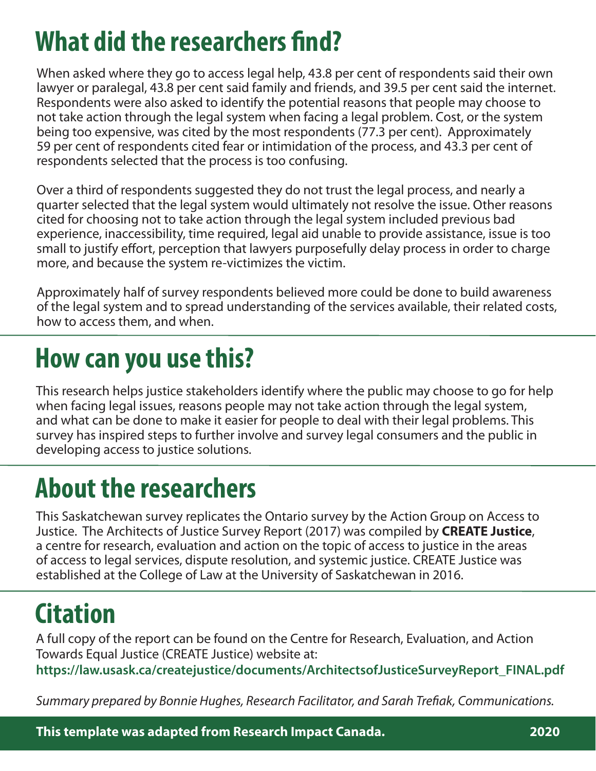# What did the researchers find?

When asked where they go to access legal help, 43.8 per cent of respondents said their own lawyer or paralegal, 43.8 per cent said family and friends, and 39.5 per cent said the internet. Respondents were also asked to identify the potential reasons that people may choose to not take action through the legal system when facing a legal problem. Cost, or the system being too expensive, was cited by the most respondents (77.3 per cent). Approximately 59 per cent of respondents cited fear or intimidation of the process, and 43.3 per cent of respondents selected that the process is too confusing.

Over a third of respondents suggested they do not trust the legal process, and nearly a quarter selected that the legal system would ultimately not resolve the issue. Other reasons cited for choosing not to take action through the legal system included previous bad experience, inaccessibility, time required, legal aid unable to provide assistance, issue is too small to justify effort, perception that lawyers purposefully delay process in order to charge more, and because the system re-victimizes the victim.

Approximately half of survey respondents believed more could be done to build awareness of the legal system and to spread understanding of the services available, their related costs, how to access them, and when.

# How can you use this?

This research helps justice stakeholders identify where the public may choose to go for help when facing legal issues, reasons people may not take action through the legal system, and what can be done to make it easier for people to deal with their legal problems. This survey has inspired steps to further involve and survey legal consumers and the public in developing access to justice solutions.

# About the researchers

This Saskatchewan survey replicates the Ontario survey by the Action Group on Access to Justice. The Architects of Justice Survey Report (2017) was compiled by **CREATE Justice**, a centre for research, evaluation and action on the topic of access to justice in the areas of access to legal services, dispute resolution, and systemic justice. CREATE Justice was established at the College of Law at the University of Saskatchewan in 2016.

# Citation

A full copy of the report can be found on the Centre for Research, Evaluation, and Action Towards Equal Justice (CREATE Justice) website at:
**https://law.usask.ca/createjustice/documents/ArchitectsofJusticeSurveyReport_FINAL.pdf**

*Summary prepared by Bonnie Hughes, Research Facilitator, and Sarah Trefiak, Communications.*

**This template was adapted from Research Impact Canada.** **2020**